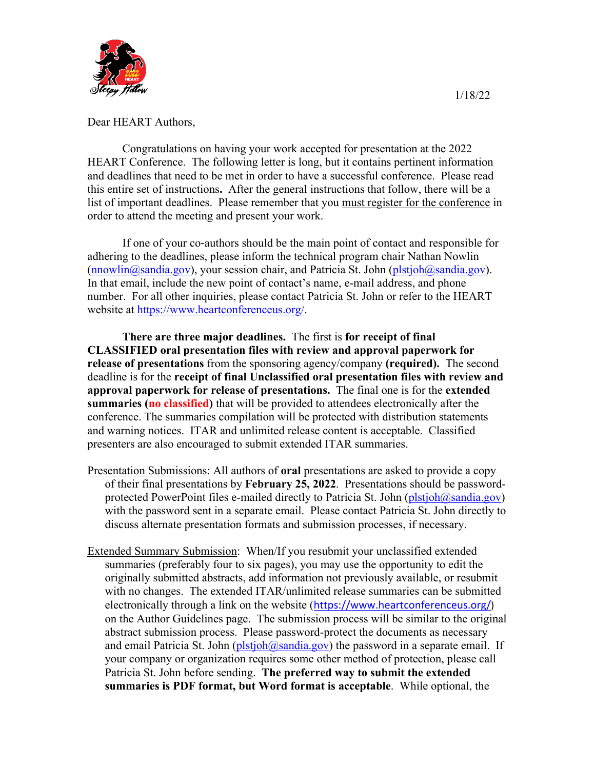1/18/22

Dear HEART Authors,

Congratulations on having your work accepted for presentation at the 2022 HEART Conference. The following letter is long, but it contains pertinent information and deadlines that need to be met in order to have a successful conference. Please read this entire set of instructions**.** After the general instructions that follow, there will be a list of important deadlines. Please remember that you must register for the conference in order to attend the meeting and present your work.

If one of your co-authors should be the main point of contact and responsible for adhering to the deadlines, please inform the technical program chair Nathan Nowlin (nnowlin@sandia.gov), your session chair, and Patricia St. John (plstjoh@sandia.gov). In that email, include the new point of contact's name, e-mail address, and phone number. For all other inquiries, please contact Patricia St. John or refer to the HEART website at https://www.heartconferenceus.org/.

**There are three major deadlines.** The first is **for receipt of final CLASSIFIED oral presentation files with review and approval paperwork for release of presentations** from the sponsoring agency/company **(required).** The second deadline is for the **receipt of final Unclassified oral presentation files with review and approval paperwork for release of presentations.** The final one is for the **extended summaries (no classified)** that will be provided to attendees electronically after the conference. The summaries compilation will be protected with distribution statements and warning notices. ITAR and unlimited release content is acceptable. Classified presenters are also encouraged to submit extended ITAR summaries.

Presentation Submissions: All authors of **oral** presentations are asked to provide a copy of their final presentations by **February 25, 2022**. Presentations should be password-protected PowerPoint files e-mailed directly to Patricia St. John (plstjoh@sandia.gov) with the password sent in a separate email. Please contact Patricia St. John directly to discuss alternate presentation formats and submission processes, if necessary.

Extended Summary Submission: When/If you resubmit your unclassified extended summaries (preferably four to six pages), you may use the opportunity to edit the originally submitted abstracts, add information not previously available, or resubmit with no changes. The extended ITAR/unlimited release summaries can be submitted electronically through a link on the website (https://www.heartconferenceus.org/) on the Author Guidelines page. The submission process will be similar to the original abstract submission process. Please password-protect the documents as necessary and email Patricia St. John (plstjoh@sandia.gov) the password in a separate email. If your company or organization requires some other method of protection, please call Patricia St. John before sending. **The preferred way to submit the extended summaries is PDF format, but Word format is acceptable**. While optional, the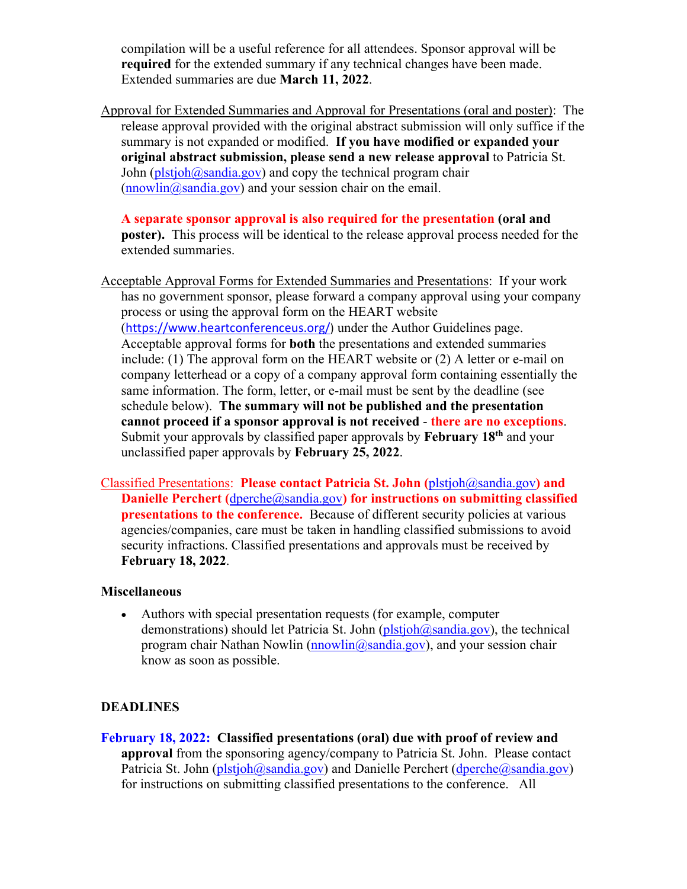compilation will be a useful reference for all attendees. Sponsor approval will be **required** for the extended summary if any technical changes have been made. Extended summaries are due **March 11, 2022**.

Approval for Extended Summaries and Approval for Presentations (oral and poster): The release approval provided with the original abstract submission will only suffice if the summary is not expanded or modified. **If you have modified or expanded your original abstract submission, please send a new release approval** to Patricia St. John (plstjoh@sandia.gov) and copy the technical program chair (nnowlin@sandia.gov) and your session chair on the email.

**A separate sponsor approval is also required for the presentation (oral and poster).** This process will be identical to the release approval process needed for the extended summaries.

Acceptable Approval Forms for Extended Summaries and Presentations: If your work has no government sponsor, please forward a company approval using your company process or using the approval form on the HEART website (https://www.heartconferenceus.org/) under the Author Guidelines page. Acceptable approval forms for **both** the presentations and extended summaries include: (1) The approval form on the HEART website or (2) A letter or e-mail on company letterhead or a copy of a company approval form containing essentially the same information. The form, letter, or e-mail must be sent by the deadline (see schedule below). **The summary will not be published and the presentation cannot proceed if a sponsor approval is not received - there are no exceptions**. Submit your approvals by classified paper approvals by **February 18th** and your unclassified paper approvals by **February 25, 2022**.

Classified Presentations: **Please contact Patricia St. John (plstjoh@sandia.gov) and Danielle Perchert (dperche@sandia.gov) for instructions on submitting classified presentations to the conference.** Because of different security policies at various agencies/companies, care must be taken in handling classified submissions to avoid security infractions. Classified presentations and approvals must be received by **February 18, 2022**.

**Miscellaneous**

- Authors with special presentation requests (for example, computer demonstrations) should let Patricia St. John (plstjoh@sandia.gov), the technical program chair Nathan Nowlin (nnowlin@sandia.gov), and your session chair know as soon as possible.

**DEADLINES**

**February 18, 2022: Classified presentations (oral) due with proof of review and approval** from the sponsoring agency/company to Patricia St. John. Please contact Patricia St. John (plstjoh@sandia.gov) and Danielle Perchert (dperche@sandia.gov) for instructions on submitting classified presentations to the conference. All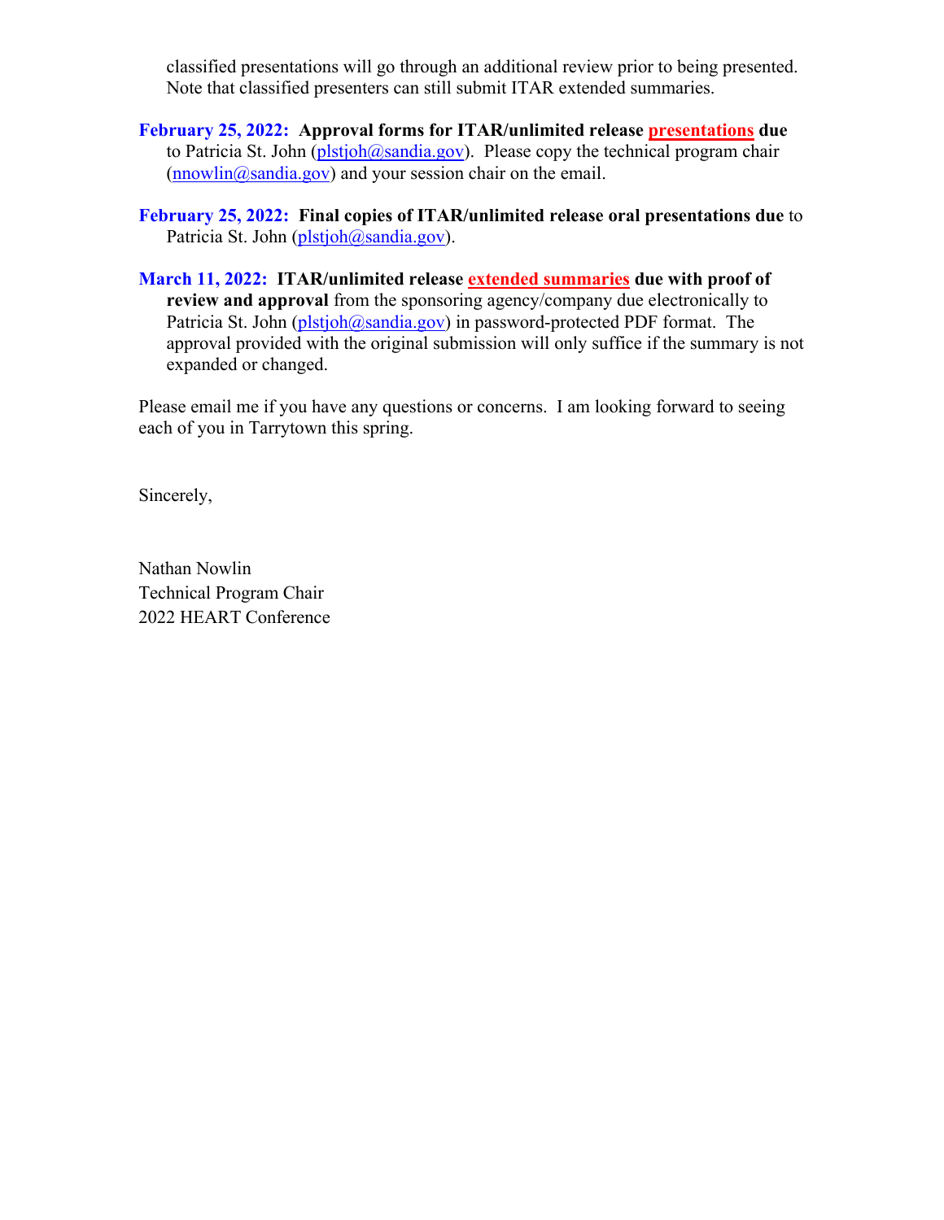classified presentations will go through an additional review prior to being presented. Note that classified presenters can still submit ITAR extended summaries.

**February 25, 2022: Approval forms for ITAR/unlimited release presentations due** to Patricia St. John (plstjoh@sandia.gov). Please copy the technical program chair (nnowlin@sandia.gov) and your session chair on the email.

**February 25, 2022: Final copies of ITAR/unlimited release oral presentations due** to Patricia St. John (plstjoh@sandia.gov).

**March 11, 2022: ITAR/unlimited release extended summaries due with proof of review and approval** from the sponsoring agency/company due electronically to Patricia St. John (plstjoh@sandia.gov) in password-protected PDF format. The approval provided with the original submission will only suffice if the summary is not expanded or changed.

Please email me if you have any questions or concerns. I am looking forward to seeing each of you in Tarrytown this spring.

Sincerely,

Nathan Nowlin
Technical Program Chair
2022 HEART Conference